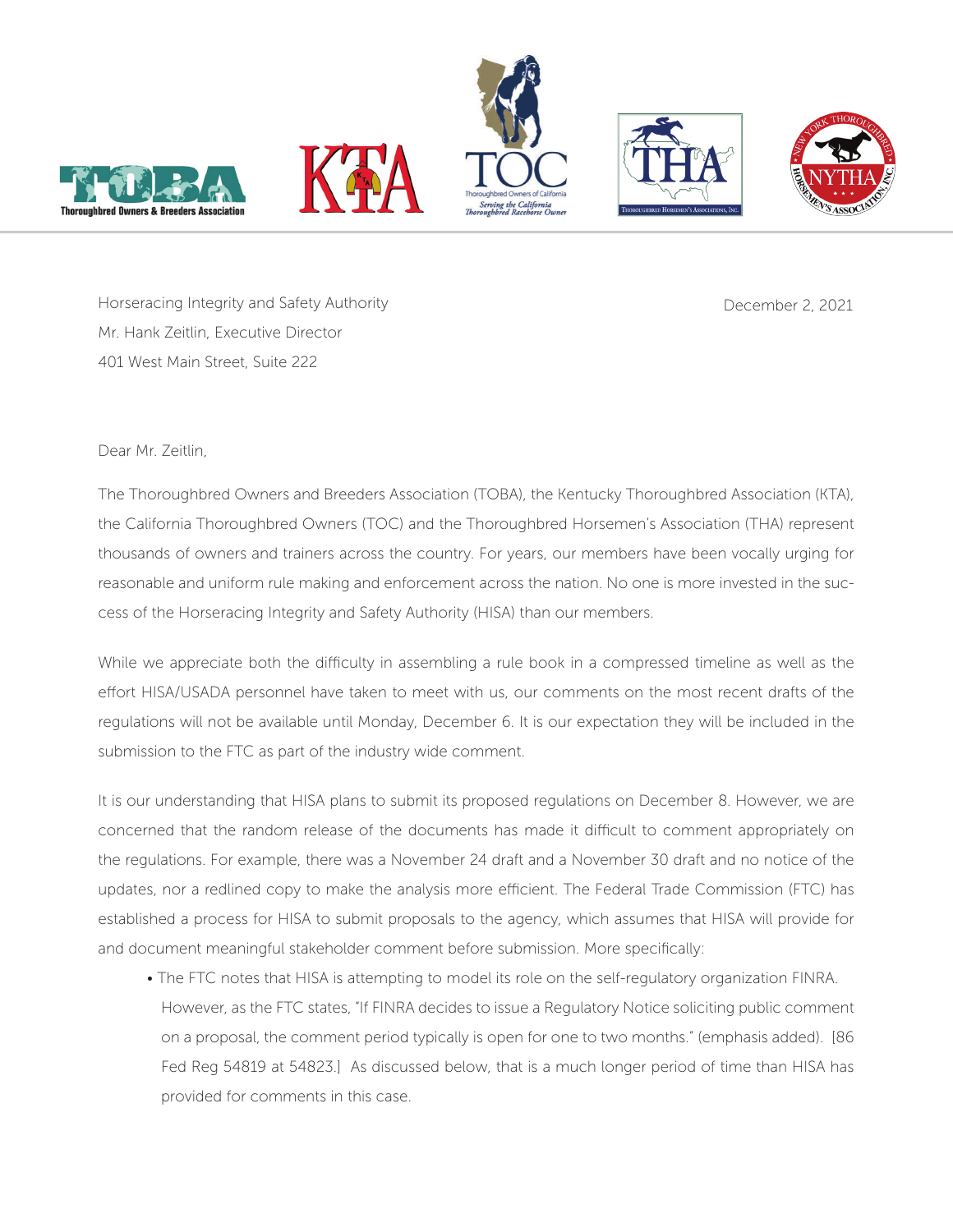Horseracing Integrity and Safety Authority
Mr. Hank Zeitlin, Executive Director
401 West Main Street, Suite 222

December 2, 2021

Dear Mr. Zeitlin,

The Thoroughbred Owners and Breeders Association (TOBA), the Kentucky Thoroughbred Association (KTA), the California Thoroughbred Owners (TOC) and the Thoroughbred Horsemen's Association (THA) represent thousands of owners and trainers across the country. For years, our members have been vocally urging for reasonable and uniform rule making and enforcement across the nation. No one is more invested in the success of the Horseracing Integrity and Safety Authority (HISA) than our members.

While we appreciate both the difficulty in assembling a rule book in a compressed timeline as well as the effort HISA/USADA personnel have taken to meet with us, our comments on the most recent drafts of the regulations will not be available until Monday, December 6. It is our expectation they will be included in the submission to the FTC as part of the industry wide comment.

It is our understanding that HISA plans to submit its proposed regulations on December 8. However, we are concerned that the random release of the documents has made it difficult to comment appropriately on the regulations. For example, there was a November 24 draft and a November 30 draft and no notice of the updates, nor a redlined copy to make the analysis more efficient. The Federal Trade Commission (FTC) has established a process for HISA to submit proposals to the agency, which assumes that HISA will provide for and document meaningful stakeholder comment before submission. More specifically:

- The FTC notes that HISA is attempting to model its role on the self-regulatory organization FINRA. However, as the FTC states, "If FINRA decides to issue a Regulatory Notice soliciting public comment on a proposal, the comment period typically is open for one to two months." (emphasis added). [86 Fed Reg 54819 at 54823.] As discussed below, that is a much longer period of time than HISA has provided for comments in this case.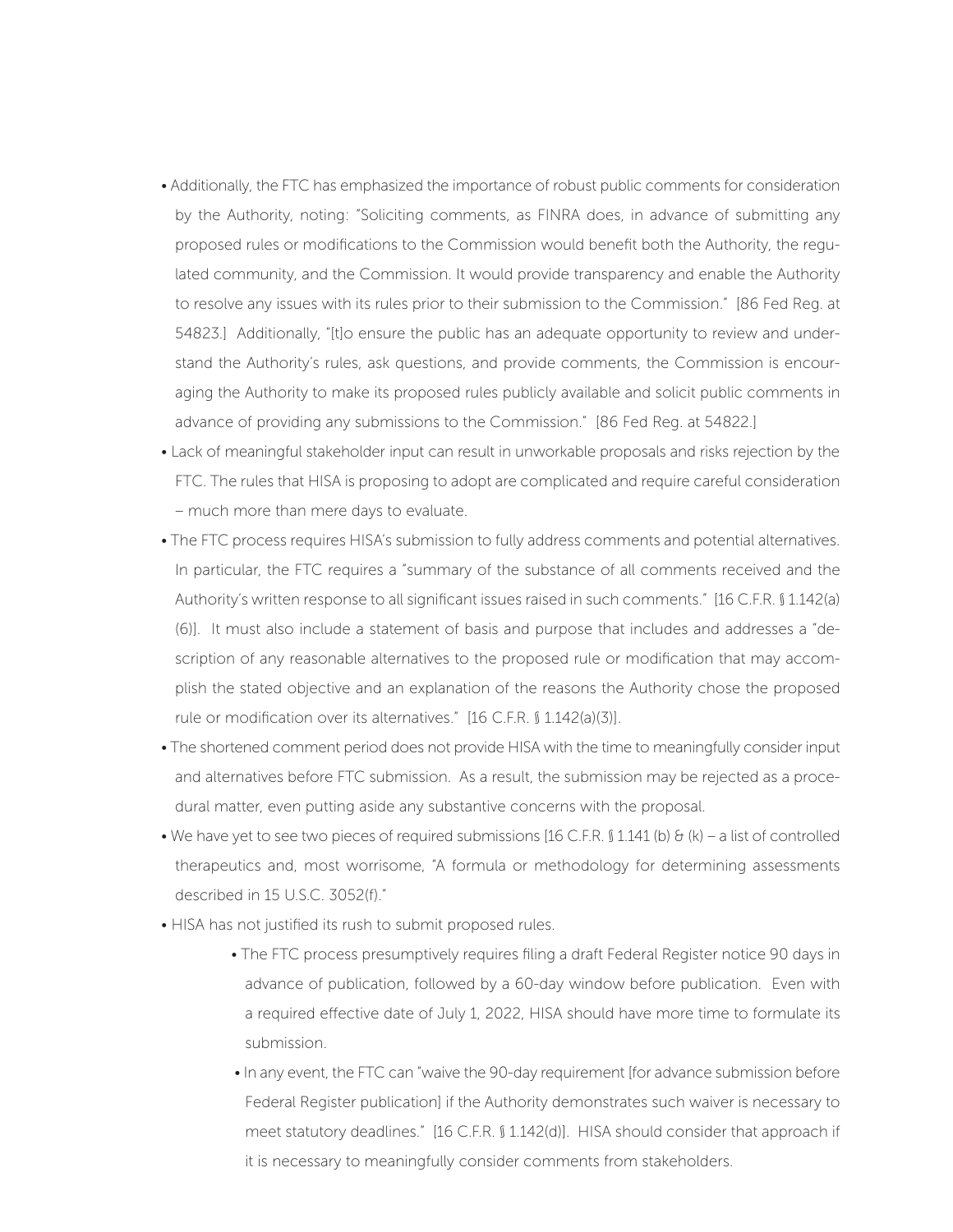- Additionally, the FTC has emphasized the importance of robust public comments for consideration by the Authority, noting: "Soliciting comments, as FINRA does, in advance of submitting any proposed rules or modifications to the Commission would benefit both the Authority, the regulated community, and the Commission. It would provide transparency and enable the Authority to resolve any issues with its rules prior to their submission to the Commission." [86 Fed Reg. at 54823.] Additionally, "[t]o ensure the public has an adequate opportunity to review and understand the Authority's rules, ask questions, and provide comments, the Commission is encouraging the Authority to make its proposed rules publicly available and solicit public comments in advance of providing any submissions to the Commission." [86 Fed Reg. at 54822.]
- Lack of meaningful stakeholder input can result in unworkable proposals and risks rejection by the FTC. The rules that HISA is proposing to adopt are complicated and require careful consideration – much more than mere days to evaluate.
- The FTC process requires HISA's submission to fully address comments and potential alternatives. In particular, the FTC requires a "summary of the substance of all comments received and the Authority's written response to all significant issues raised in such comments." [16 C.F.R. § 1.142(a)(6)]. It must also include a statement of basis and purpose that includes and addresses a "description of any reasonable alternatives to the proposed rule or modification that may accomplish the stated objective and an explanation of the reasons the Authority chose the proposed rule or modification over its alternatives." [16 C.F.R. § 1.142(a)(3)].
- The shortened comment period does not provide HISA with the time to meaningfully consider input and alternatives before FTC submission. As a result, the submission may be rejected as a procedural matter, even putting aside any substantive concerns with the proposal.
- We have yet to see two pieces of required submissions [16 C.F.R. § 1.141 (b) & (k) – a list of controlled therapeutics and, most worrisome, "A formula or methodology for determining assessments described in 15 U.S.C. 3052(f)."
- HISA has not justified its rush to submit proposed rules.
  - The FTC process presumptively requires filing a draft Federal Register notice 90 days in advance of publication, followed by a 60-day window before publication. Even with a required effective date of July 1, 2022, HISA should have more time to formulate its submission.
  - In any event, the FTC can "waive the 90-day requirement [for advance submission before Federal Register publication] if the Authority demonstrates such waiver is necessary to meet statutory deadlines." [16 C.F.R. § 1.142(d)]. HISA should consider that approach if it is necessary to meaningfully consider comments from stakeholders.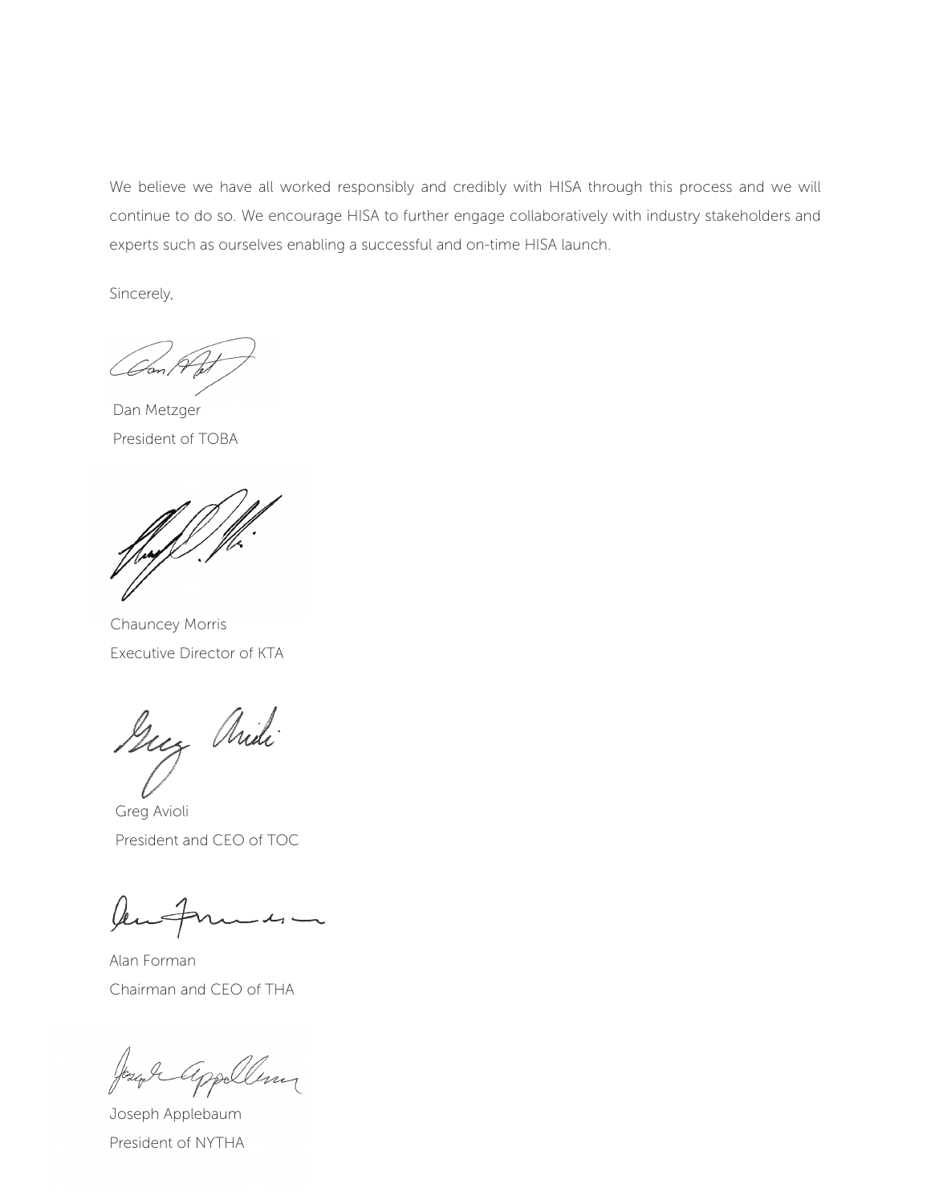We believe we have all worked responsibly and credibly with HISA through this process and we will continue to do so. We encourage HISA to further engage collaboratively with industry stakeholders and experts such as ourselves enabling a successful and on-time HISA launch.

Sincerely,

Dan Metzger
President of TOBA

Chauncey Morris
Executive Director of KTA

Greg Avioli
President and CEO of TOC

Alan Forman
Chairman and CEO of THA

Joseph Applebaum
President of NYTHA